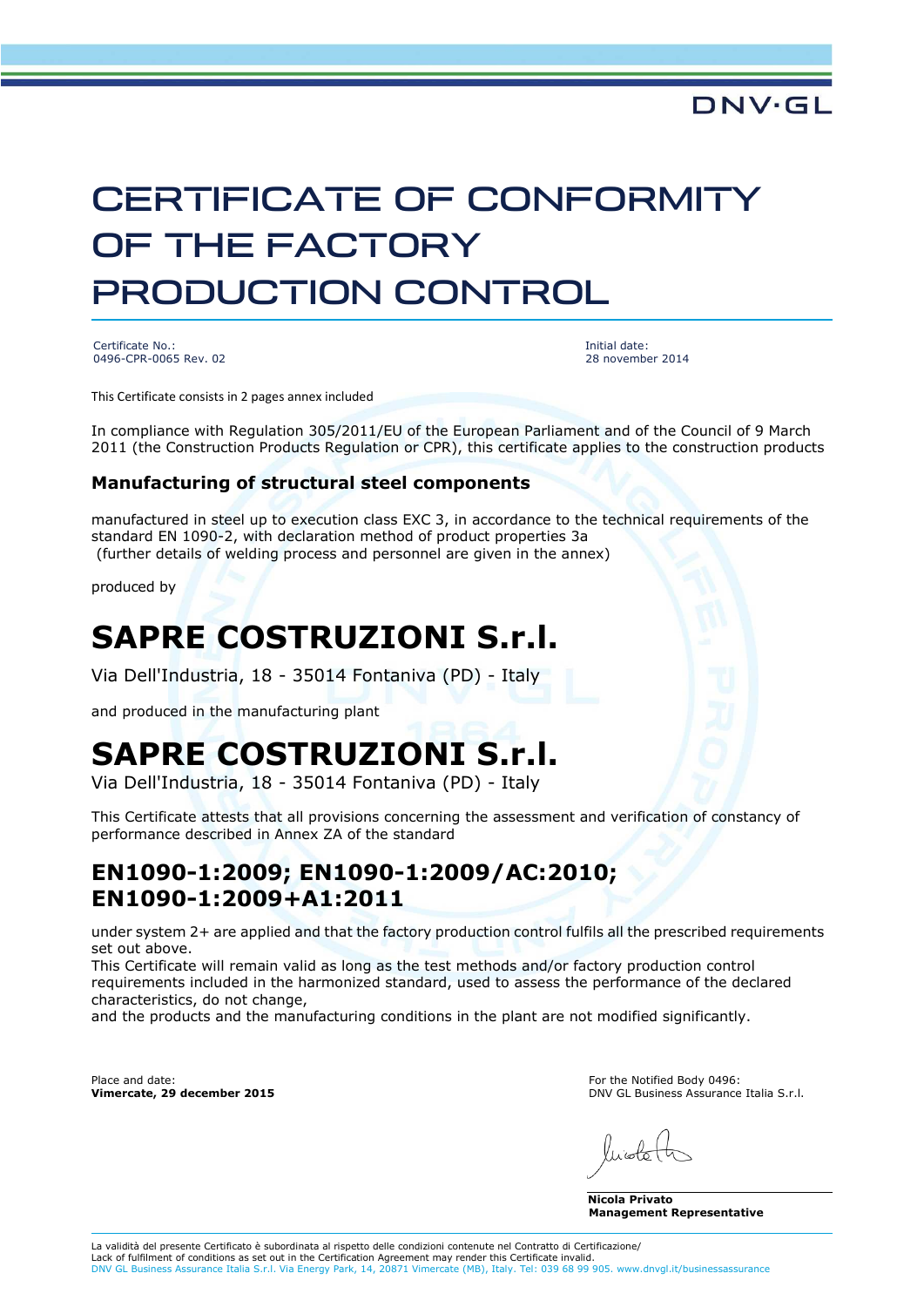DNV·GL

# CERTIFICATE OF CONFORMITY OF THE FACTORY PRODUCTION CONTROL

Certificate No.:
0496-CPR-0065 Rev. 02

Initial date:
28 november 2014

This Certificate consists in 2 pages annex included

In compliance with Regulation 305/2011/EU of the European Parliament and of the Council of 9 March 2011 (the Construction Products Regulation or CPR), this certificate applies to the construction products

### Manufacturing of structural steel components

manufactured in steel up to execution class EXC 3, in accordance to the technical requirements of the standard EN 1090-2, with declaration method of product properties 3a
(further details of welding process and personnel are given in the annex)

produced by

# SAPRE COSTRUZIONI S.r.l.

Via Dell'Industria, 18 - 35014 Fontaniva (PD) - Italy

and produced in the manufacturing plant

# SAPRE COSTRUZIONI S.r.l.

Via Dell'Industria, 18 - 35014 Fontaniva (PD) - Italy

This Certificate attests that all provisions concerning the assessment and verification of constancy of performance described in Annex ZA of the standard

## EN1090-1:2009; EN1090-1:2009/AC:2010; EN1090-1:2009+A1:2011

under system 2+ are applied and that the factory production control fulfils all the prescribed requirements set out above.
This Certificate will remain valid as long as the test methods and/or factory production control requirements included in the harmonized standard, used to assess the performance of the declared characteristics, do not change,
and the products and the manufacturing conditions in the plant are not modified significantly.

Place and date:
**Vimercate, 29 december 2015**

For the Notified Body 0496:
DNV GL Business Assurance Italia S.r.l.

**Nicola Privato**
**Management Representative**

La validità del presente Certificato è subordinata al rispetto delle condizioni contenute nel Contratto di Certificazione/
Lack of fulfilment of conditions as set out in the Certification Agreement may render this Certificate invalid.
DNV GL Business Assurance Italia S.r.l. Via Energy Park, 14, 20871 Vimercate (MB), Italy. Tel: 039 68 99 905. www.dnvgl.it/businessassurance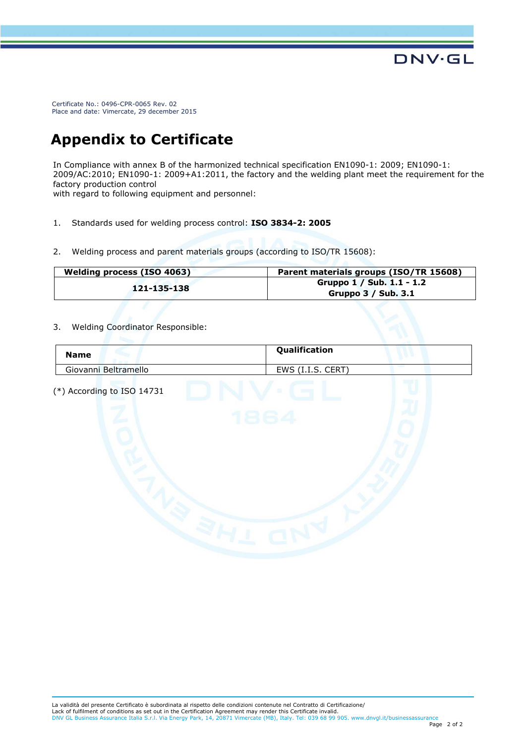Certificate No.: 0496-CPR-0065 Rev. 02
Place and date: Vimercate, 29 december 2015

# Appendix to Certificate

In Compliance with annex B of the harmonized technical specification EN1090-1: 2009; EN1090-1: 2009/AC:2010; EN1090-1: 2009+A1:2011, the factory and the welding plant meet the requirement for the factory production control
with regard to following equipment and personnel:

1. Standards used for welding process control: **ISO 3834-2: 2005**

2. Welding process and parent materials groups (according to ISO/TR 15608):

| Welding process (ISO 4063) | Parent materials groups (ISO/TR 15608) |
|---|---|
| **121-135-138** | **Gruppo 1 / Sub. 1.1 - 1.2**<br>**Gruppo 3 / Sub. 3.1** |

3. Welding Coordinator Responsible:

| Name | Qualification |
|---|---|
| Giovanni Beltramello | EWS (I.I.S. CERT) |

(*) According to ISO 14731

La validità del presente Certificato è subordinata al rispetto delle condizioni contenute nel Contratto di Certificazione/
Lack of fulfilment of conditions as set out in the Certification Agreement may render this Certificate invalid.
DNV GL Business Assurance Italia S.r.l. Via Energy Park, 14, 20871 Vimercate (MB), Italy. Tel: 039 68 99 905. www.dnvgl.it/businessassurance